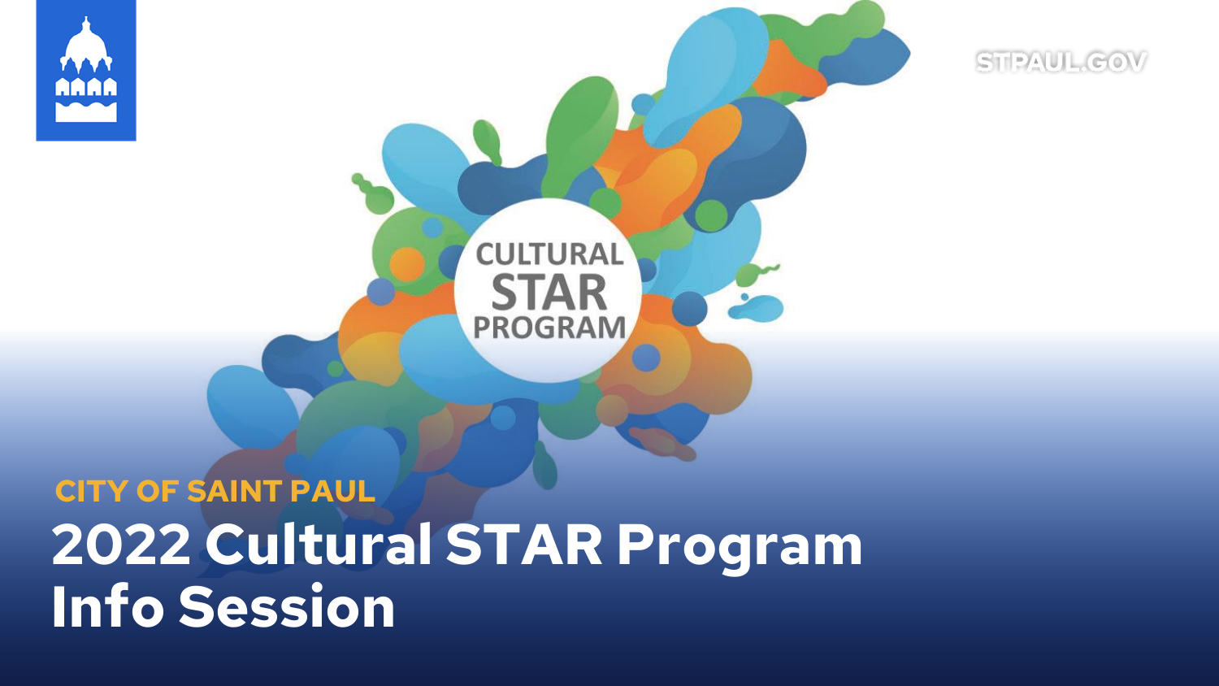STPAUL.GOV

CULTURAL STAR PROGRAM

CITY OF SAINT PAUL

# 2022 Cultural STAR Program Info Session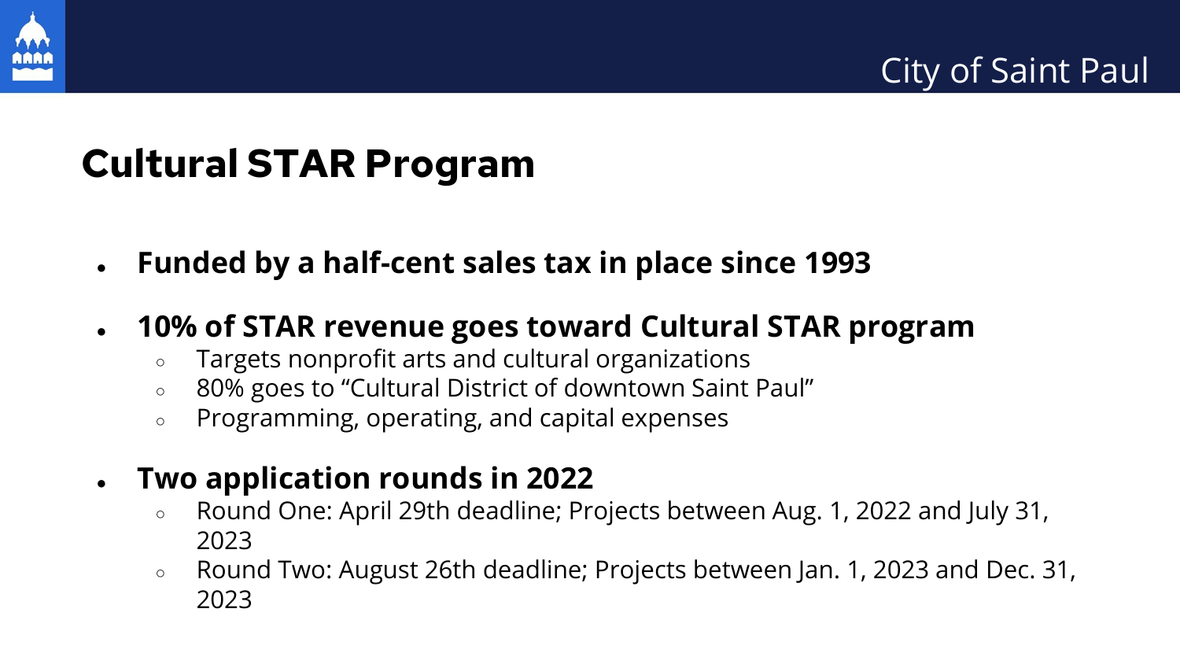# Cultural STAR Program

- **Funded by a half-cent sales tax in place since 1993**
- **10% of STAR revenue goes toward Cultural STAR program**
  - Targets nonprofit arts and cultural organizations
  - 80% goes to "Cultural District of downtown Saint Paul"
  - Programming, operating, and capital expenses
- **Two application rounds in 2022**
  - Round One: April 29th deadline; Projects between Aug. 1, 2022 and July 31, 2023
  - Round Two: August 26th deadline; Projects between Jan. 1, 2023 and Dec. 31, 2023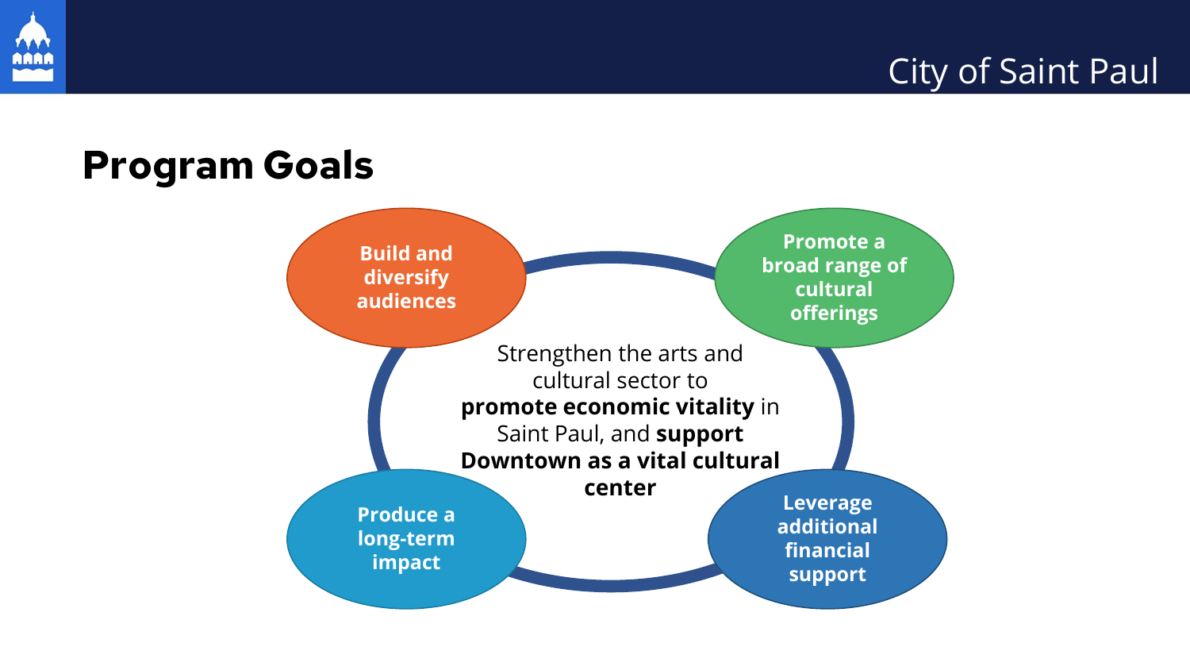## Program Goals

Strengthen the arts and cultural sector to **promote economic vitality** in Saint Paul, and **support Downtown as a vital cultural center**

- **Build and diversify audiences**
- **Promote a broad range of cultural offerings**
- **Produce a long-term impact**
- **Leverage additional financial support**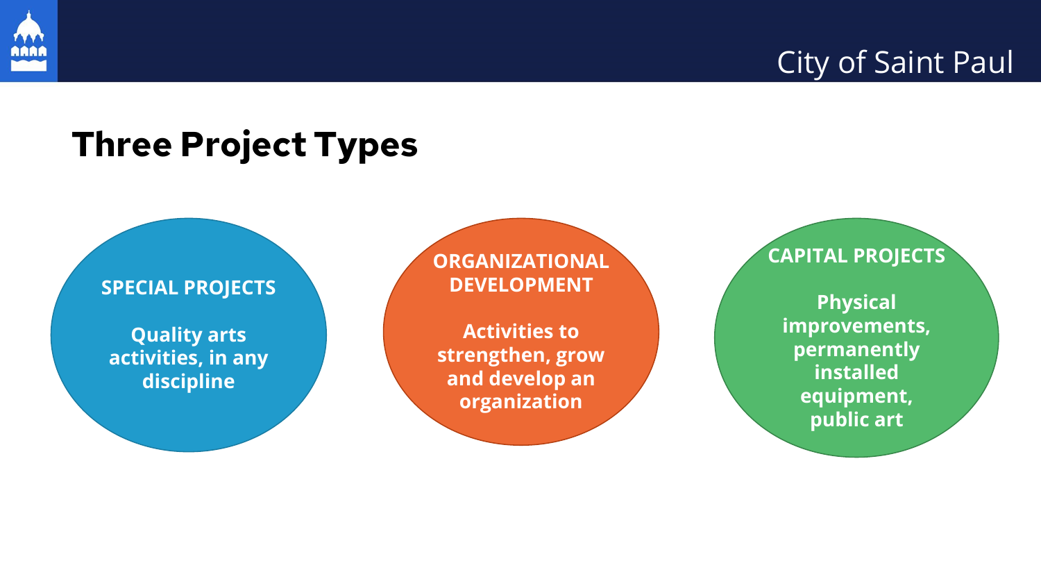# Three Project Types

**SPECIAL PROJECTS**

**Quality arts activities, in any discipline**

**ORGANIZATIONAL DEVELOPMENT**

**Activities to strengthen, grow and develop an organization**

**CAPITAL PROJECTS**

**Physical improvements, permanently installed equipment, public art**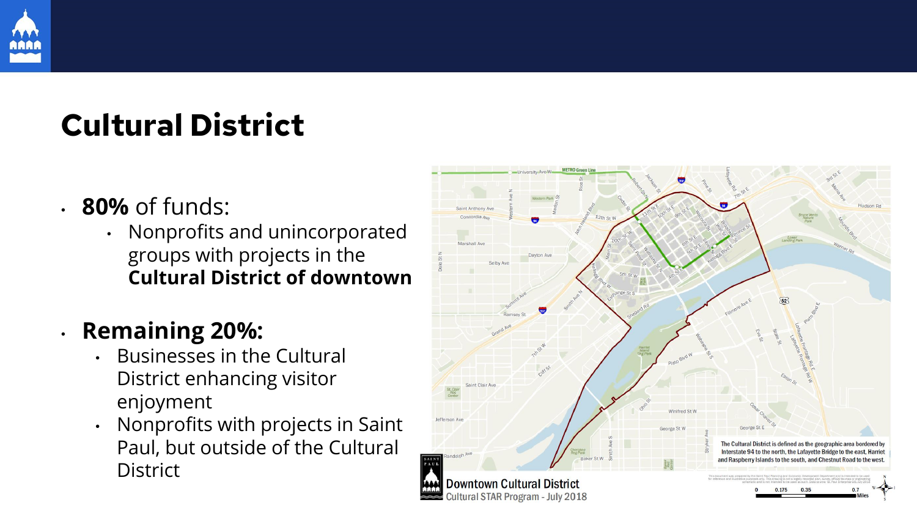# Cultural District

- **80%** of funds:
  - Nonprofits and unincorporated groups with projects in the **Cultural District of downtown**
- **Remaining 20%:**
  - Businesses in the Cultural District enhancing visitor enjoyment
  - Nonprofits with projects in Saint Paul, but outside of the Cultural District

The Cultural District is defined as the geographic area bordered by Interstate 94 to the north, the Lafayette Bridge to the east, Harriet and Raspberry Islands to the south, and Chestnut Road to the west.

Downtown Cultural District
Cultural STAR Program - July 2018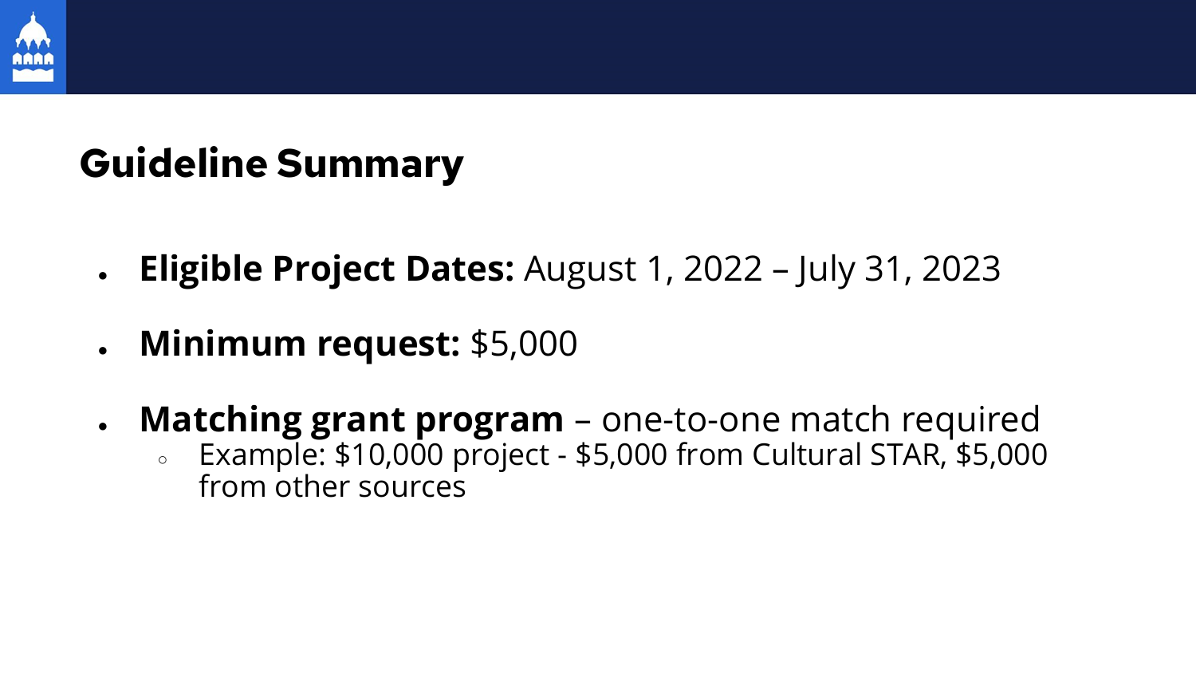## Guideline Summary

- **Eligible Project Dates:** August 1, 2022 – July 31, 2023
- **Minimum request:** $5,000
- **Matching grant program** – one-to-one match required
  - Example: $10,000 project - $5,000 from Cultural STAR, $5,000 from other sources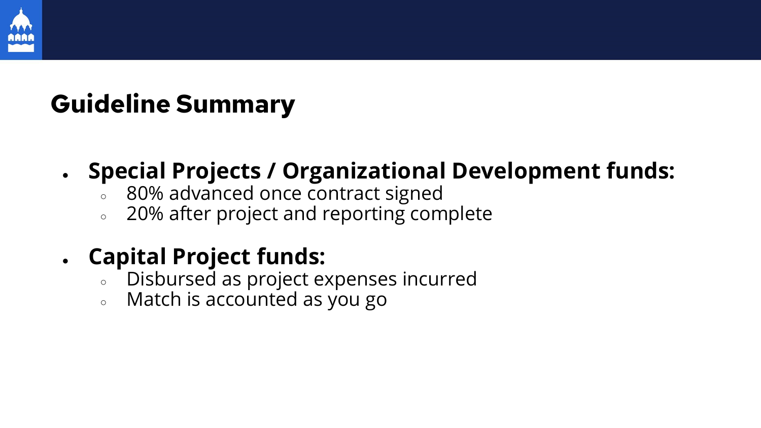## Guideline Summary

- **Special Projects / Organizational Development funds:**
  - 80% advanced once contract signed
  - 20% after project and reporting complete
- **Capital Project funds:**
  - Disbursed as project expenses incurred
  - Match is accounted as you go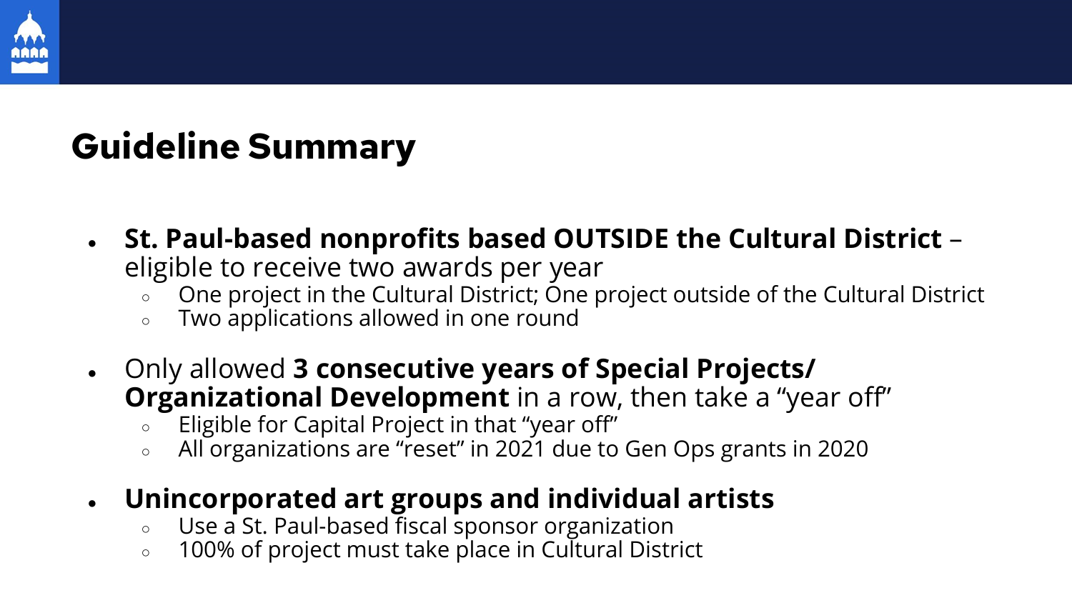## Guideline Summary

- **St. Paul-based nonprofits based OUTSIDE the Cultural District** – eligible to receive two awards per year
  - One project in the Cultural District; One project outside of the Cultural District
  - Two applications allowed in one round
- Only allowed **3 consecutive years of Special Projects/ Organizational Development** in a row, then take a "year off"
  - Eligible for Capital Project in that "year off"
  - All organizations are "reset" in 2021 due to Gen Ops grants in 2020
- **Unincorporated art groups and individual artists**
  - Use a St. Paul-based fiscal sponsor organization
  - 100% of project must take place in Cultural District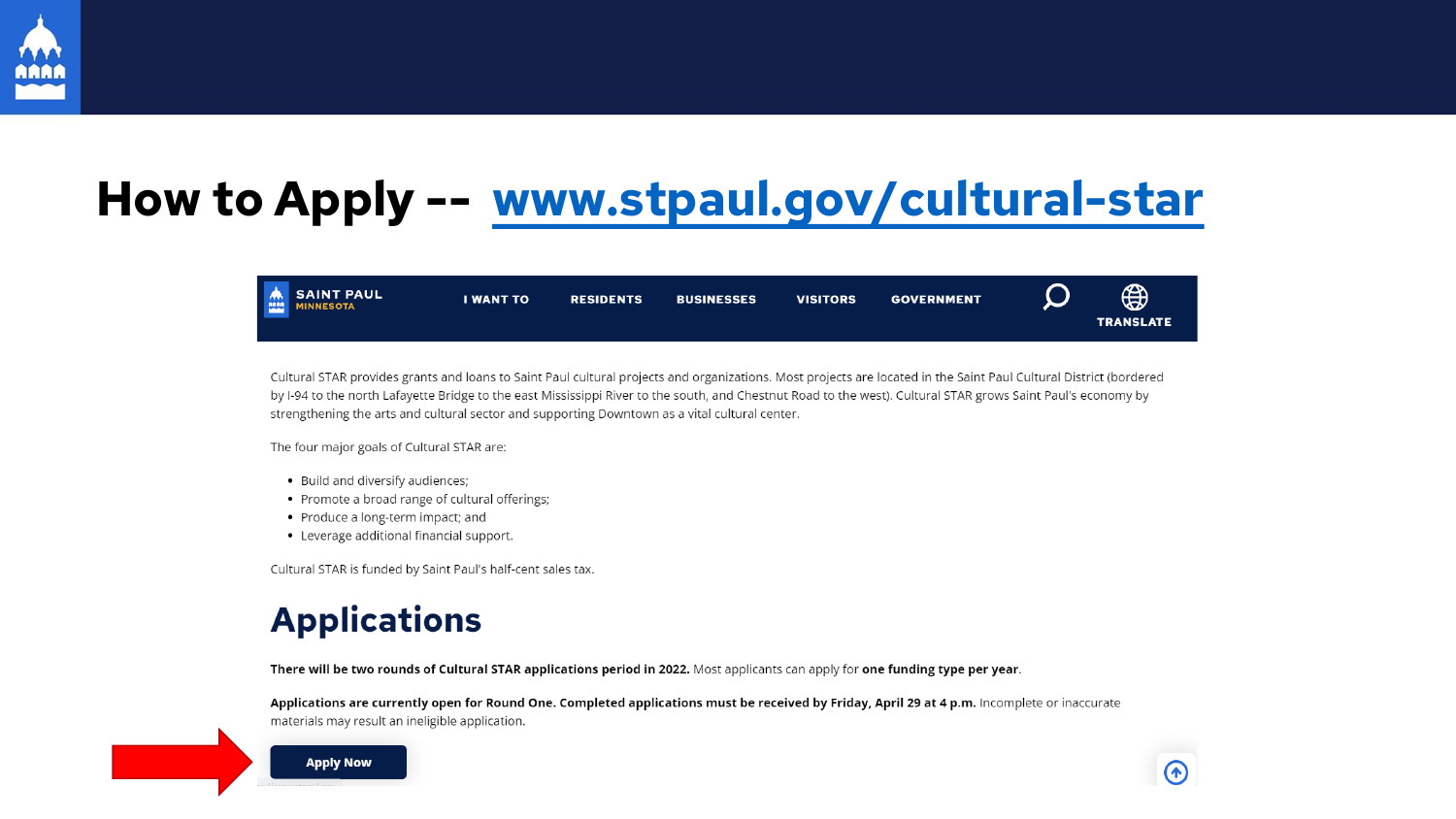# How to Apply -- www.stpaul.gov/cultural-star

SAINT PAUL MINNESOTA | I WANT TO | RESIDENTS | BUSINESSES | VISITORS | GOVERNMENT | TRANSLATE

Cultural STAR provides grants and loans to Saint Paul cultural projects and organizations. Most projects are located in the Saint Paul Cultural District (bordered by I-94 to the north Lafayette Bridge to the east Mississippi River to the south, and Chestnut Road to the west). Cultural STAR grows Saint Paul's economy by strengthening the arts and cultural sector and supporting Downtown as a vital cultural center.

The four major goals of Cultural STAR are:

- Build and diversify audiences;
- Promote a broad range of cultural offerings;
- Produce a long-term impact; and
- Leverage additional financial support.

Cultural STAR is funded by Saint Paul's half-cent sales tax.

## Applications

**There will be two rounds of Cultural STAR applications period in 2022.** Most applicants can apply for **one funding type per year**.

**Applications are currently open for Round One. Completed applications must be received by Friday, April 29 at 4 p.m.** Incomplete or inaccurate materials may result an ineligible application.

Apply Now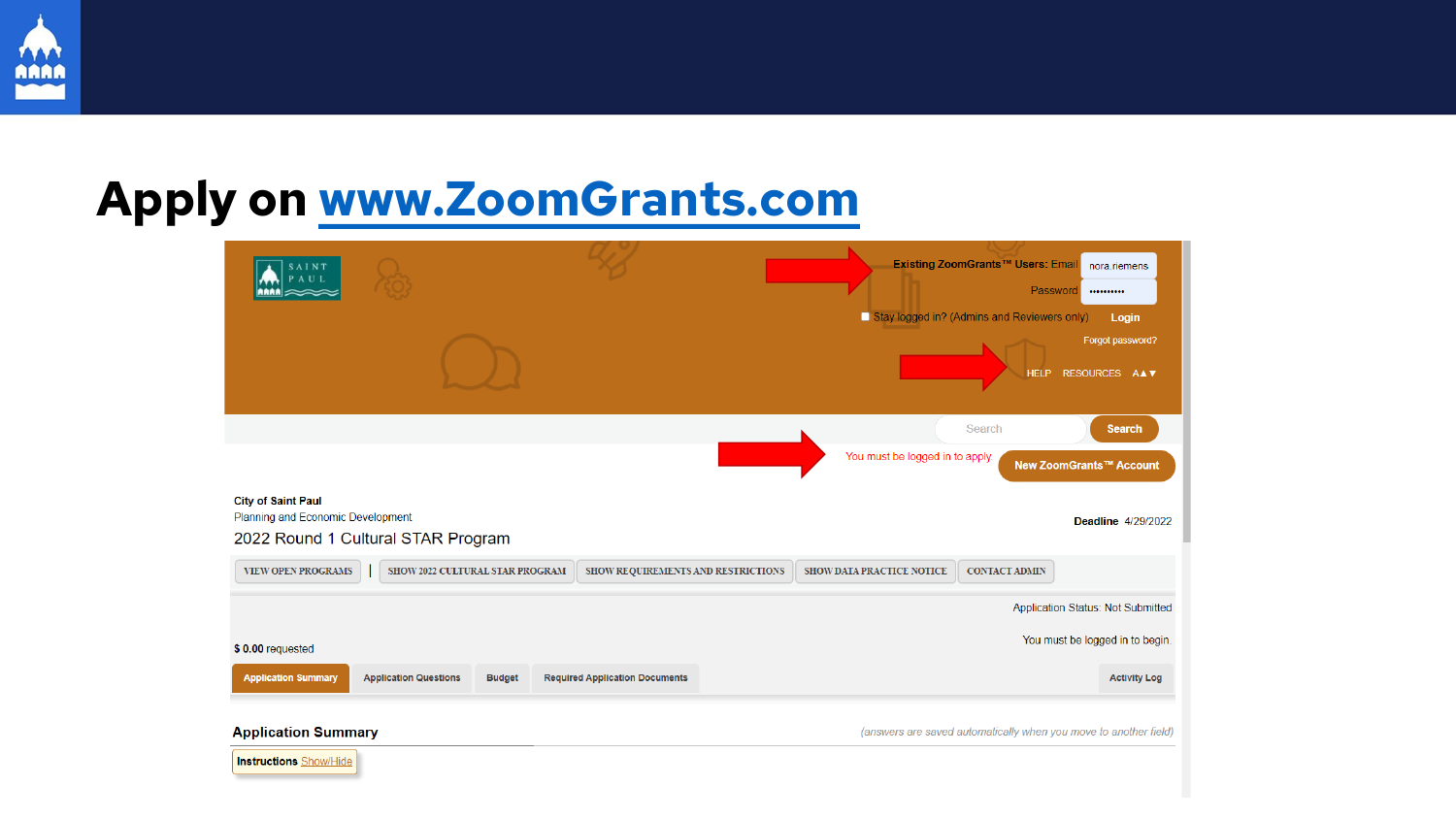# Apply on www.ZoomGrants.com

Existing ZoomGrants™ Users: Email nora.riemens

Password ••••••••••

Stay logged in? (Admins and Reviewers only) Login

Forgot password?

HELP RESOURCES A▲▼

Search

You must be logged in to apply

New ZoomGrants™ Account

City of Saint Paul

Planning and Economic Development

2022 Round 1 Cultural STAR Program

Deadline 4/29/2022

VIEW OPEN PROGRAMS | SHOW 2022 CULTURAL STAR PROGRAM | SHOW REQUIREMENTS AND RESTRICTIONS | SHOW DATA PRACTICE NOTICE | CONTACT ADMIN

Application Status: Not Submitted

$ 0.00 requested

You must be logged in to begin.

Application Summary | Application Questions | Budget | Required Application Documents | Activity Log

Application Summary

*(answers are saved automatically when you move to another field)*

Instructions Show/Hide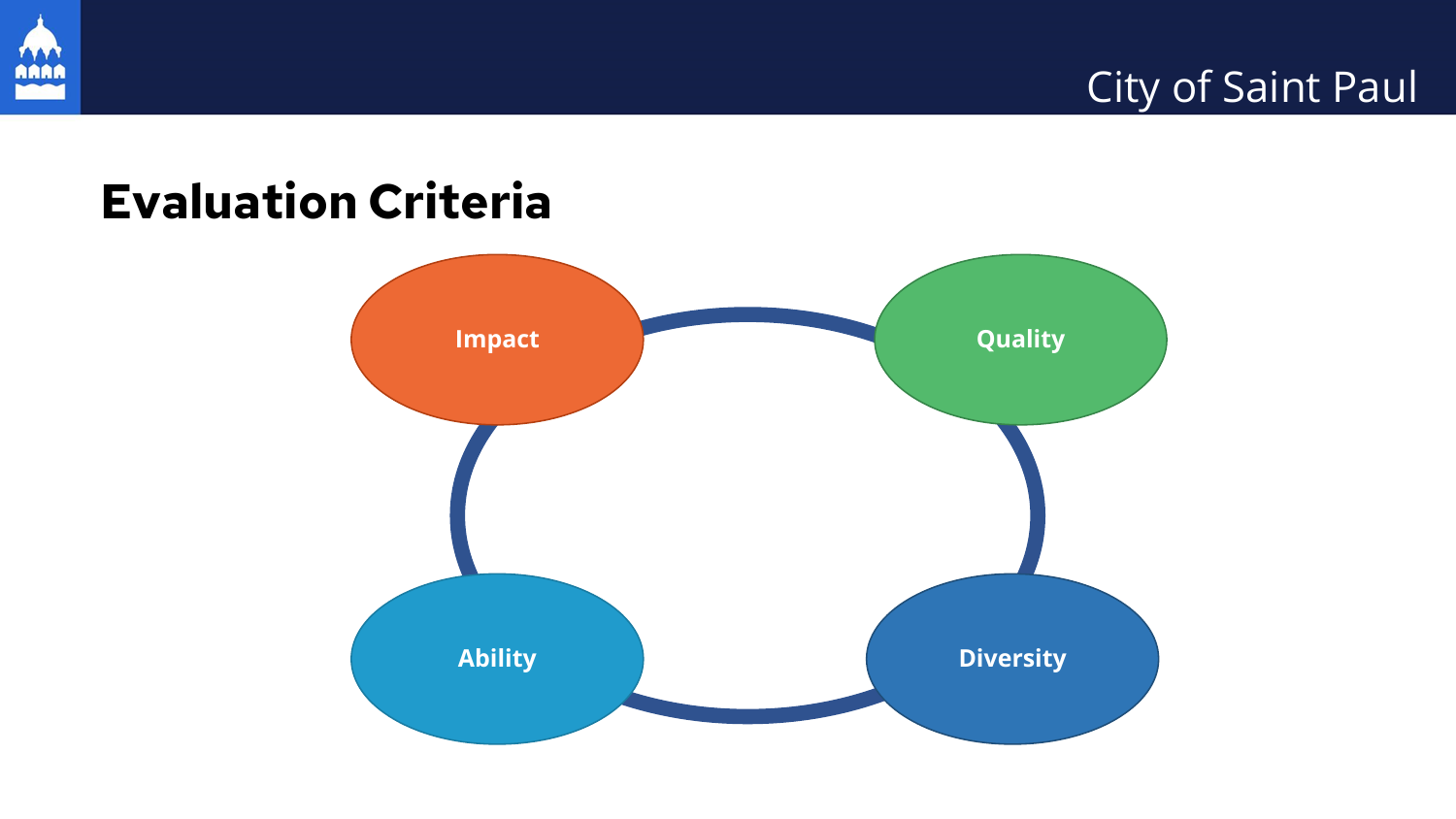# Evaluation Criteria

- Impact
- Quality
- Ability
- Diversity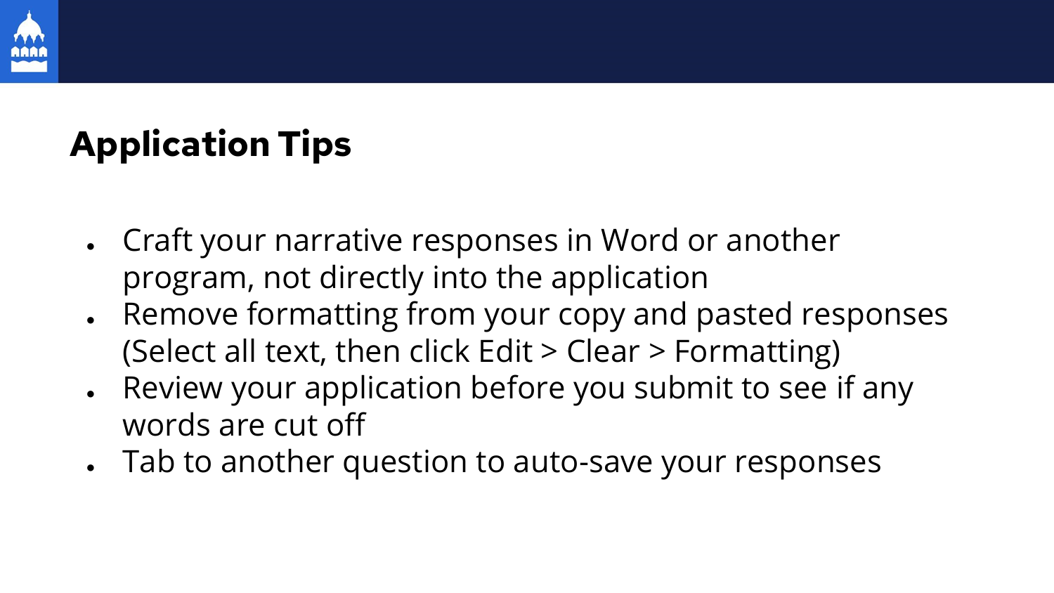## Application Tips

- Craft your narrative responses in Word or another program, not directly into the application
- Remove formatting from your copy and pasted responses (Select all text, then click Edit > Clear > Formatting)
- Review your application before you submit to see if any words are cut off
- Tab to another question to auto-save your responses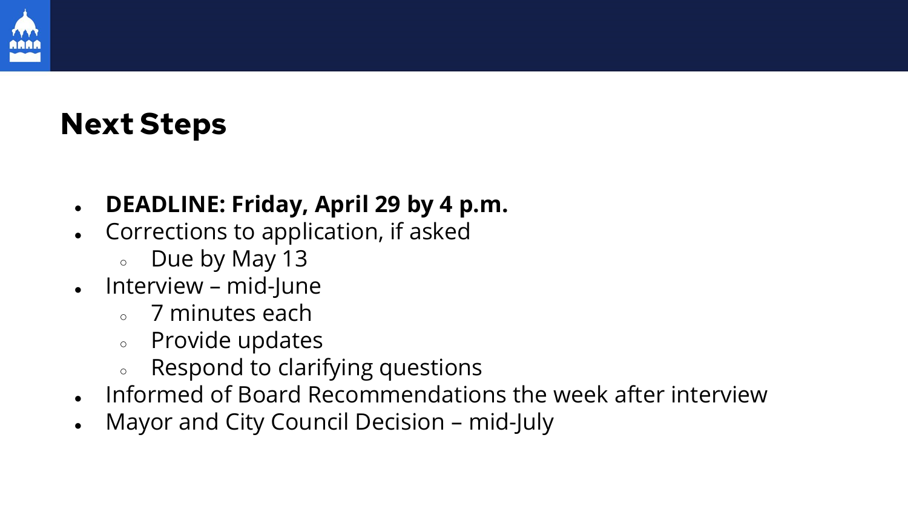## Next Steps

- **DEADLINE: Friday, April 29 by 4 p.m.**
- Corrections to application, if asked
  - Due by May 13
- Interview – mid-June
  - 7 minutes each
  - Provide updates
  - Respond to clarifying questions
- Informed of Board Recommendations the week after interview
- Mayor and City Council Decision – mid-July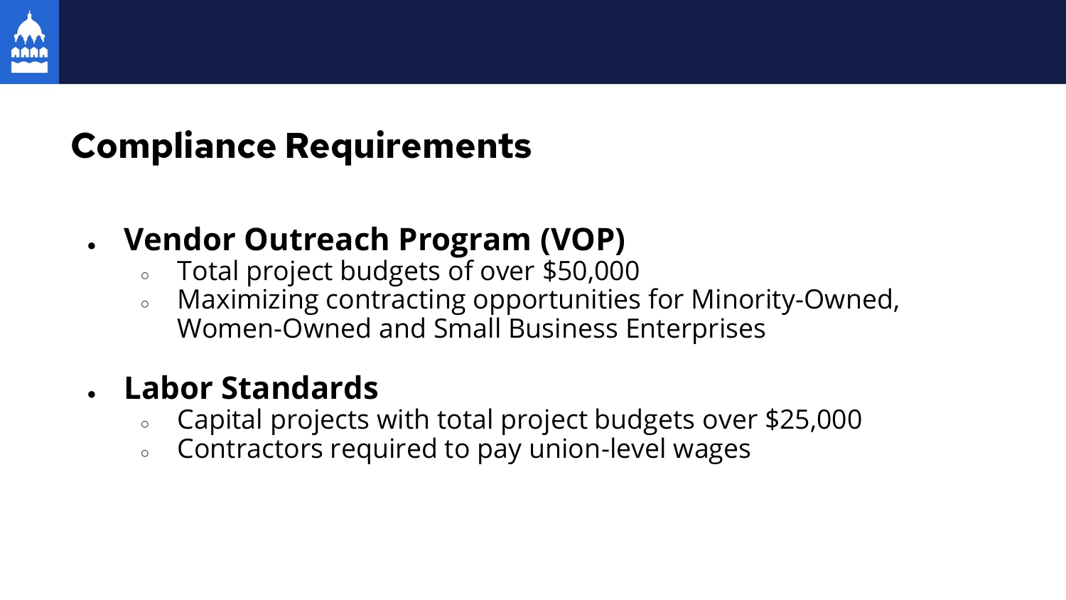## Compliance Requirements

- **Vendor Outreach Program (VOP)**
  - Total project budgets of over $50,000
  - Maximizing contracting opportunities for Minority-Owned, Women-Owned and Small Business Enterprises

- **Labor Standards**
  - Capital projects with total project budgets over $25,000
  - Contractors required to pay union-level wages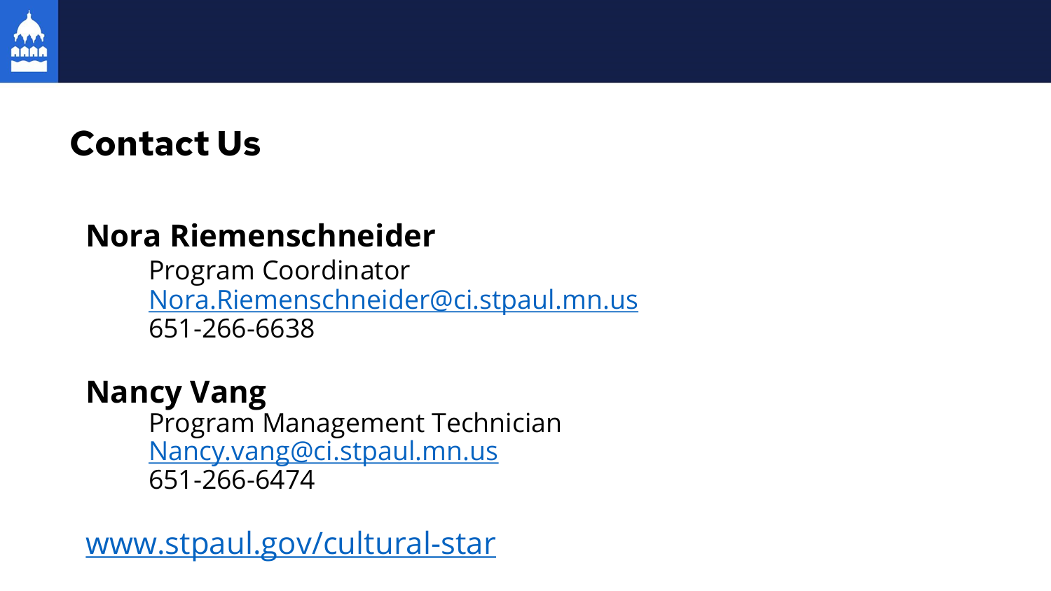# Contact Us

**Nora Riemenschneider**

Program Coordinator
Nora.Riemenschneider@ci.stpaul.mn.us
651-266-6638

**Nancy Vang**

Program Management Technician
Nancy.vang@ci.stpaul.mn.us
651-266-6474

www.stpaul.gov/cultural-star